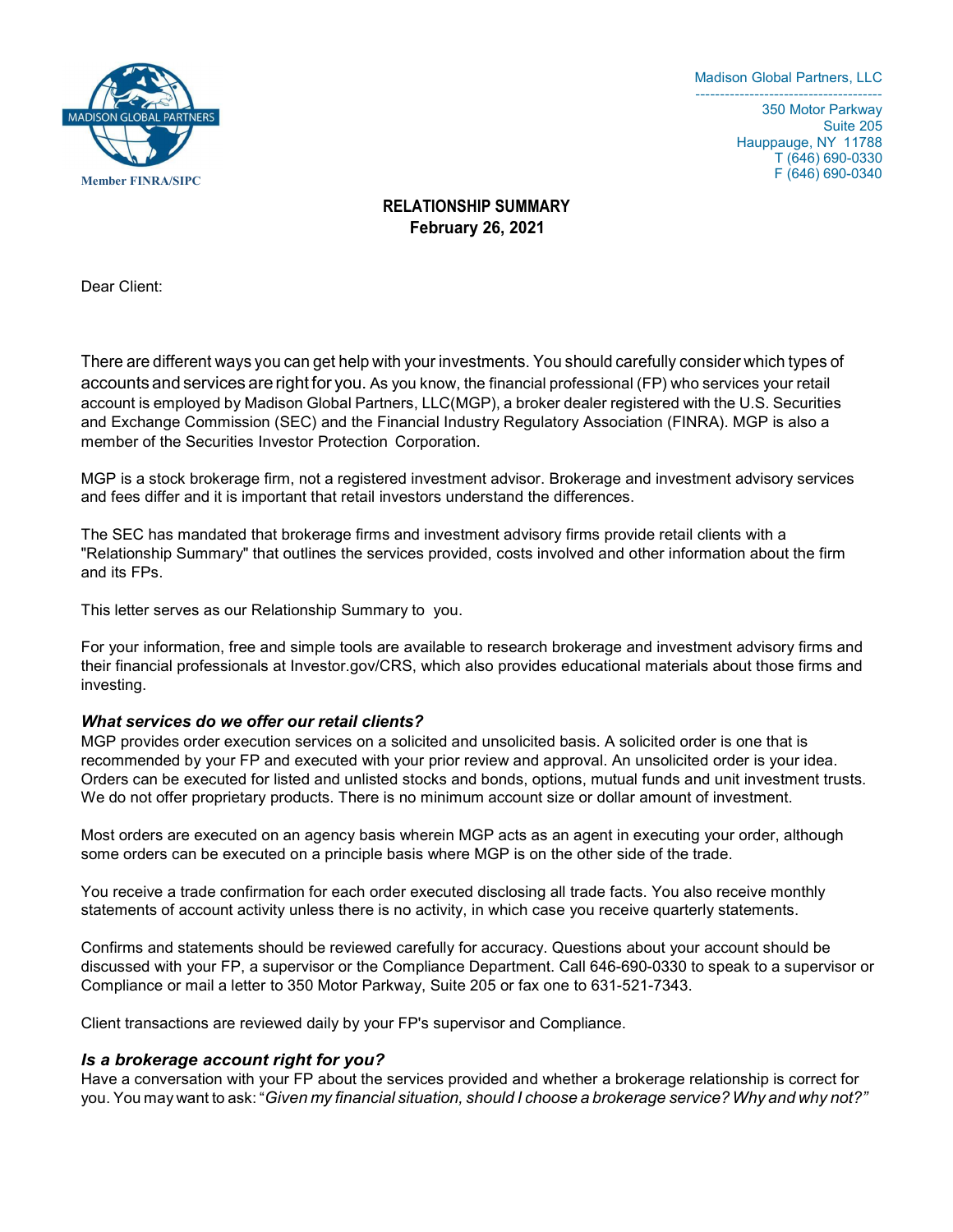MADISON GLOBAL PARTNERS

Member FINRA/SIPC

Madison Global Partners, LLC

350 Motor Parkway
Suite 205
Hauppauge, NY 11788
T (646) 690-0330
F (646) 690-0340

**RELATIONSHIP SUMMARY**
**February 26, 2021**

Dear Client:

There are different ways you can get help with your investments. You should carefully consider which types of accounts and services are right for you. As you know, the financial professional (FP) who services your retail account is employed by Madison Global Partners, LLC(MGP), a broker dealer registered with the U.S. Securities and Exchange Commission (SEC) and the Financial Industry Regulatory Association (FINRA). MGP is also a member of the Securities Investor Protection Corporation.

MGP is a stock brokerage firm, not a registered investment advisor. Brokerage and investment advisory services and fees differ and it is important that retail investors understand the differences.

The SEC has mandated that brokerage firms and investment advisory firms provide retail clients with a "Relationship Summary" that outlines the services provided, costs involved and other information about the firm and its FPs.

This letter serves as our Relationship Summary to you.

For your information, free and simple tools are available to research brokerage and investment advisory firms and their financial professionals at Investor.gov/CRS, which also provides educational materials about those firms and investing.

### *What services do we offer our retail clients?*

MGP provides order execution services on a solicited and unsolicited basis. A solicited order is one that is recommended by your FP and executed with your prior review and approval. An unsolicited order is your idea. Orders can be executed for listed and unlisted stocks and bonds, options, mutual funds and unit investment trusts. We do not offer proprietary products. There is no minimum account size or dollar amount of investment.

Most orders are executed on an agency basis wherein MGP acts as an agent in executing your order, although some orders can be executed on a principle basis where MGP is on the other side of the trade.

You receive a trade confirmation for each order executed disclosing all trade facts. You also receive monthly statements of account activity unless there is no activity, in which case you receive quarterly statements.

Confirms and statements should be reviewed carefully for accuracy. Questions about your account should be discussed with your FP, a supervisor or the Compliance Department. Call 646-690-0330 to speak to a supervisor or Compliance or mail a letter to 350 Motor Parkway, Suite 205 or fax one to 631-521-7343.

Client transactions are reviewed daily by your FP's supervisor and Compliance.

### *Is a brokerage account right for you?*

Have a conversation with your FP about the services provided and whether a brokerage relationship is correct for you. You may want to ask: "*Given my financial situation, should I choose a brokerage service? Why and why not?"*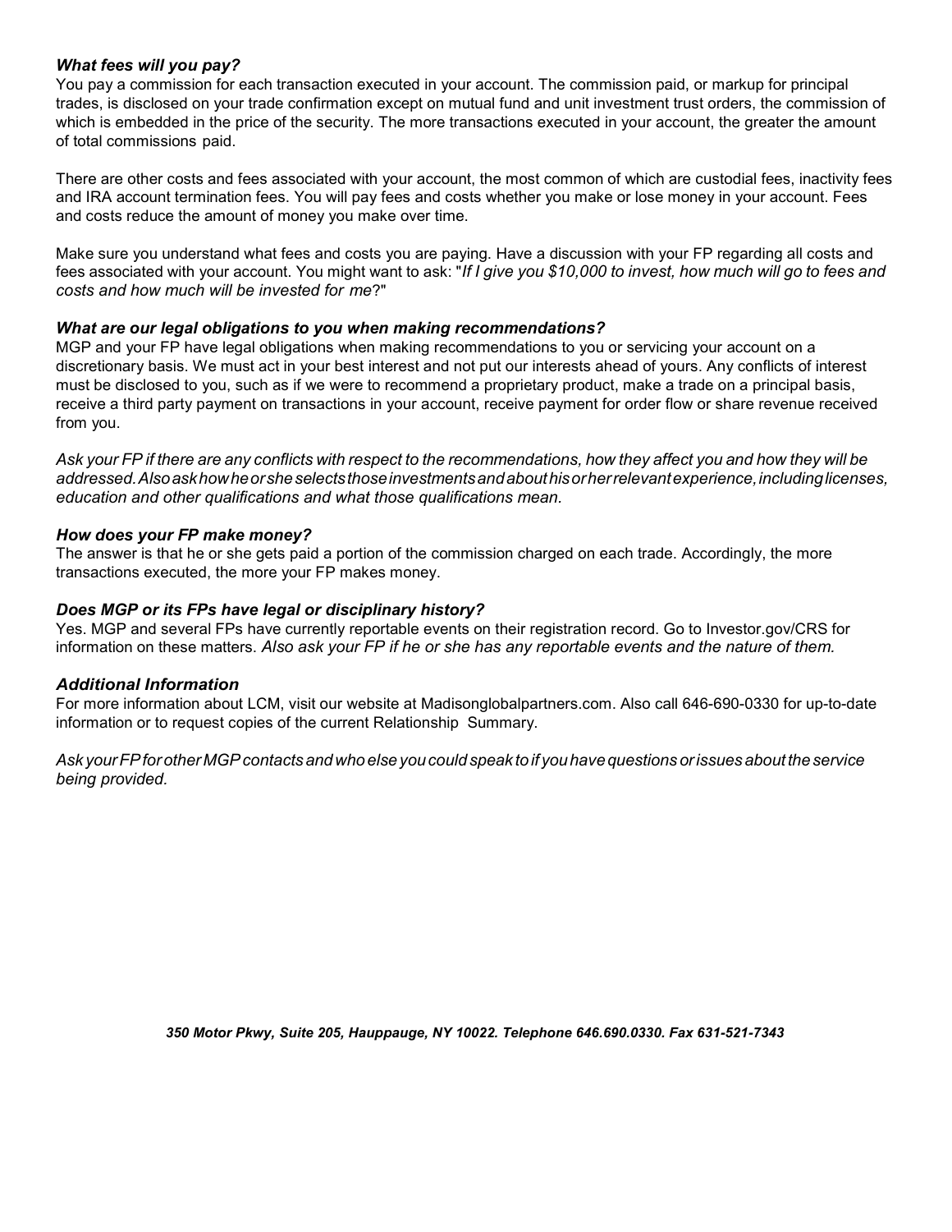### *What fees will you pay?*

You pay a commission for each transaction executed in your account. The commission paid, or markup for principal trades, is disclosed on your trade confirmation except on mutual fund and unit investment trust orders, the commission of which is embedded in the price of the security. The more transactions executed in your account, the greater the amount of total commissions paid.

There are other costs and fees associated with your account, the most common of which are custodial fees, inactivity fees and IRA account termination fees. You will pay fees and costs whether you make or lose money in your account. Fees and costs reduce the amount of money you make over time.

Make sure you understand what fees and costs you are paying. Have a discussion with your FP regarding all costs and fees associated with your account. You might want to ask: "*If I give you $10,000 to invest, how much will go to fees and costs and how much will be invested for me*?"

### *What are our legal obligations to you when making recommendations?*

MGP and your FP have legal obligations when making recommendations to you or servicing your account on a discretionary basis. We must act in your best interest and not put our interests ahead of yours. Any conflicts of interest must be disclosed to you, such as if we were to recommend a proprietary product, make a trade on a principal basis, receive a third party payment on transactions in your account, receive payment for order flow or share revenue received from you.

*Ask your FP if there are any conflicts with respect to the recommendations, how they affect you and how they will be addressed. Also ask how he or she selects those investments and about his or her relevant experience, including licenses, education and other qualifications and what those qualifications mean.*

### *How does your FP make money?*

The answer is that he or she gets paid a portion of the commission charged on each trade. Accordingly, the more transactions executed, the more your FP makes money.

### *Does MGP or its FPs have legal or disciplinary history?*

Yes. MGP and several FPs have currently reportable events on their registration record. Go to Investor.gov/CRS for information on these matters. *Also ask your FP if he or she has any reportable events and the nature of them.*

### *Additional Information*

For more information about LCM, visit our website at Madisonglobalpartners.com. Also call 646-690-0330 for up-to-date information or to request copies of the current Relationship Summary.

*Ask your FP for other MGP contacts and who else you could speak to if you have questions or issues about the service being provided.*

***350 Motor Pkwy, Suite 205, Hauppauge, NY 10022. Telephone 646.690.0330. Fax 631-521-7343***